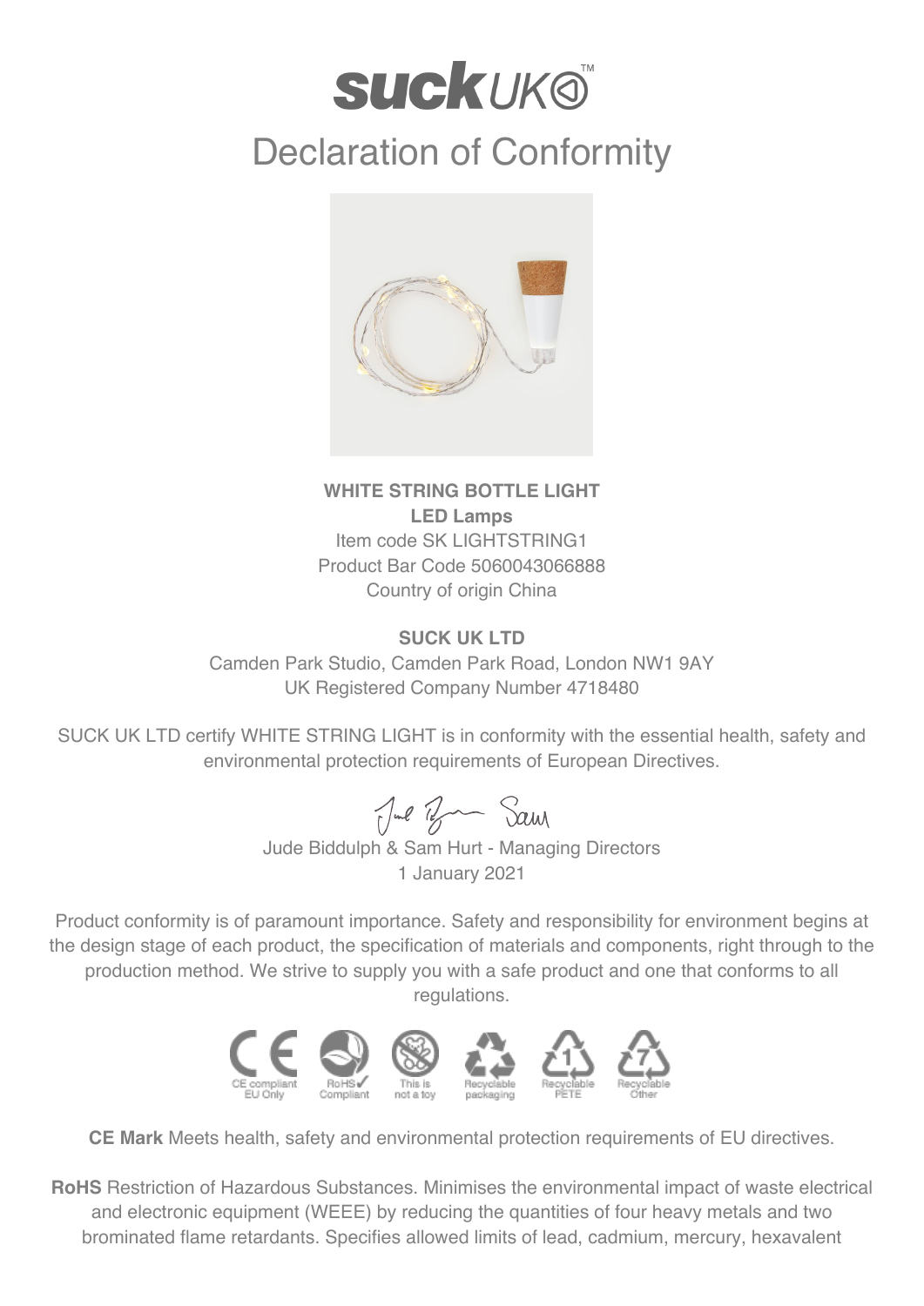# Declaration of Conformity

**WHITE STRING BOTTLE LIGHT**
**LED Lamps**
Item code SK LIGHTSTRING1
Product Bar Code 5060043066888
Country of origin China

**SUCK UK LTD**
Camden Park Studio, Camden Park Road, London NW1 9AY
UK Registered Company Number 4718480

SUCK UK LTD certify WHITE STRING LIGHT is in conformity with the essential health, safety and environmental protection requirements of European Directives.

Jude Biddulph & Sam Hurt - Managing Directors
1 January 2021

Product conformity is of paramount importance. Safety and responsibility for environment begins at the design stage of each product, the specification of materials and components, right through to the production method. We strive to supply you with a safe product and one that conforms to all regulations.

CE compliant EU Only | RoHS Compliant | This is not a toy | Recyclable packaging | Recyclable PETE | Recyclable Other

**CE Mark** Meets health, safety and environmental protection requirements of EU directives.

**RoHS** Restriction of Hazardous Substances. Minimises the environmental impact of waste electrical and electronic equipment (WEEE) by reducing the quantities of four heavy metals and two brominated flame retardants. Specifies allowed limits of lead, cadmium, mercury, hexavalent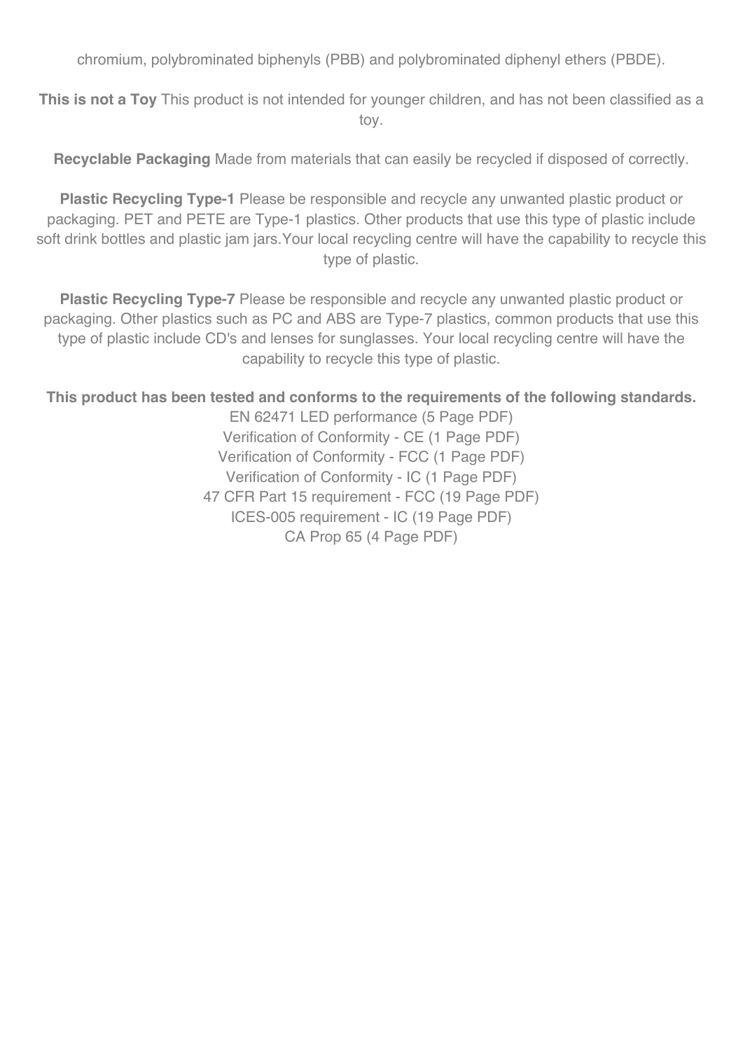chromium, polybrominated biphenyls (PBB) and polybrominated diphenyl ethers (PBDE).

**This is not a Toy** This product is not intended for younger children, and has not been classified as a toy.

**Recyclable Packaging** Made from materials that can easily be recycled if disposed of correctly.

**Plastic Recycling Type-1** Please be responsible and recycle any unwanted plastic product or packaging. PET and PETE are Type-1 plastics. Other products that use this type of plastic include soft drink bottles and plastic jam jars.Your local recycling centre will have the capability to recycle this type of plastic.

**Plastic Recycling Type-7** Please be responsible and recycle any unwanted plastic product or packaging. Other plastics such as PC and ABS are Type-7 plastics, common products that use this type of plastic include CD's and lenses for sunglasses. Your local recycling centre will have the capability to recycle this type of plastic.

**This product has been tested and conforms to the requirements of the following standards.**

EN 62471 LED performance (5 Page PDF)
Verification of Conformity - CE (1 Page PDF)
Verification of Conformity - FCC (1 Page PDF)
Verification of Conformity - IC (1 Page PDF)
47 CFR Part 15 requirement - FCC (19 Page PDF)
ICES-005 requirement - IC (19 Page PDF)
CA Prop 65 (4 Page PDF)